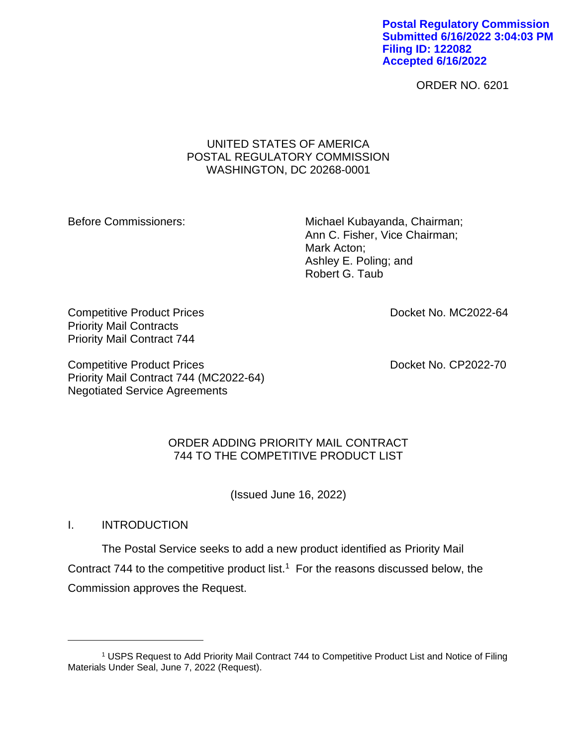Postal Regulatory Commission
Submitted 6/16/2022 3:04:03 PM
Filing ID: 122082
Accepted 6/16/2022

ORDER NO. 6201

UNITED STATES OF AMERICA
POSTAL REGULATORY COMMISSION
WASHINGTON, DC 20268-0001

Before Commissioners:

Michael Kubayanda, Chairman;
Ann C. Fisher, Vice Chairman;
Mark Acton;
Ashley E. Poling; and
Robert G. Taub

Competitive Product Prices
Priority Mail Contracts
Priority Mail Contract 744

Docket No. MC2022-64

Competitive Product Prices
Priority Mail Contract 744 (MC2022-64)
Negotiated Service Agreements

Docket No. CP2022-70

ORDER ADDING PRIORITY MAIL CONTRACT 744 TO THE COMPETITIVE PRODUCT LIST

(Issued June 16, 2022)

## I. INTRODUCTION

The Postal Service seeks to add a new product identified as Priority Mail Contract 744 to the competitive product list.[1] For the reasons discussed below, the Commission approves the Request.

---

[1] USPS Request to Add Priority Mail Contract 744 to Competitive Product List and Notice of Filing Materials Under Seal, June 7, 2022 (Request).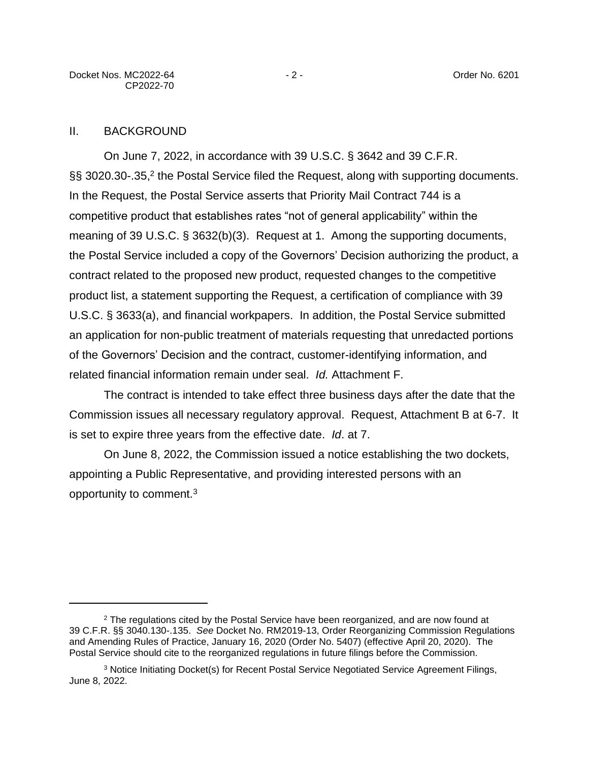## II. BACKGROUND

On June 7, 2022, in accordance with 39 U.S.C. § 3642 and 39 C.F.R. §§ 3020.30-.35,[2] the Postal Service filed the Request, along with supporting documents. In the Request, the Postal Service asserts that Priority Mail Contract 744 is a competitive product that establishes rates "not of general applicability" within the meaning of 39 U.S.C. § 3632(b)(3). Request at 1. Among the supporting documents, the Postal Service included a copy of the Governors' Decision authorizing the product, a contract related to the proposed new product, requested changes to the competitive product list, a statement supporting the Request, a certification of compliance with 39 U.S.C. § 3633(a), and financial workpapers. In addition, the Postal Service submitted an application for non-public treatment of materials requesting that unredacted portions of the Governors' Decision and the contract, customer-identifying information, and related financial information remain under seal. *Id.* Attachment F.

The contract is intended to take effect three business days after the date that the Commission issues all necessary regulatory approval. Request, Attachment B at 6-7. It is set to expire three years from the effective date. *Id*. at 7.

On June 8, 2022, the Commission issued a notice establishing the two dockets, appointing a Public Representative, and providing interested persons with an opportunity to comment.[3]

---

[2] The regulations cited by the Postal Service have been reorganized, and are now found at 39 C.F.R. §§ 3040.130-.135. *See* Docket No. RM2019-13, Order Reorganizing Commission Regulations and Amending Rules of Practice, January 16, 2020 (Order No. 5407) (effective April 20, 2020). The Postal Service should cite to the reorganized regulations in future filings before the Commission.

[3] Notice Initiating Docket(s) for Recent Postal Service Negotiated Service Agreement Filings, June 8, 2022.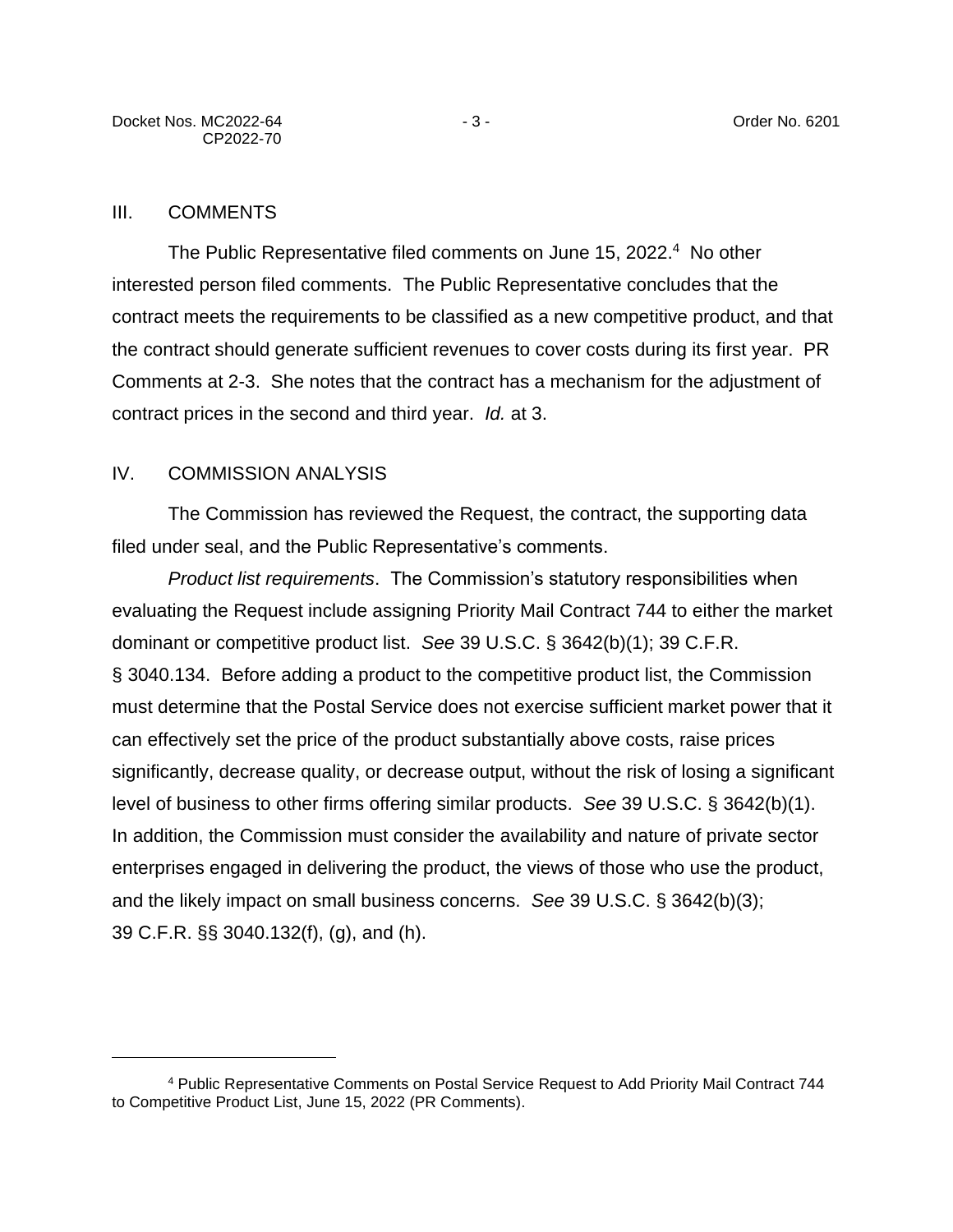## III. COMMENTS

The Public Representative filed comments on June 15, 2022.[4] No other interested person filed comments. The Public Representative concludes that the contract meets the requirements to be classified as a new competitive product, and that the contract should generate sufficient revenues to cover costs during its first year. PR Comments at 2-3. She notes that the contract has a mechanism for the adjustment of contract prices in the second and third year. *Id.* at 3.

## IV. COMMISSION ANALYSIS

The Commission has reviewed the Request, the contract, the supporting data filed under seal, and the Public Representative's comments.

*Product list requirements*. The Commission's statutory responsibilities when evaluating the Request include assigning Priority Mail Contract 744 to either the market dominant or competitive product list. *See* 39 U.S.C. § 3642(b)(1); 39 C.F.R. § 3040.134. Before adding a product to the competitive product list, the Commission must determine that the Postal Service does not exercise sufficient market power that it can effectively set the price of the product substantially above costs, raise prices significantly, decrease quality, or decrease output, without the risk of losing a significant level of business to other firms offering similar products. *See* 39 U.S.C. § 3642(b)(1). In addition, the Commission must consider the availability and nature of private sector enterprises engaged in delivering the product, the views of those who use the product, and the likely impact on small business concerns. *See* 39 U.S.C. § 3642(b)(3); 39 C.F.R. §§ 3040.132(f), (g), and (h).

---

[4] Public Representative Comments on Postal Service Request to Add Priority Mail Contract 744 to Competitive Product List, June 15, 2022 (PR Comments).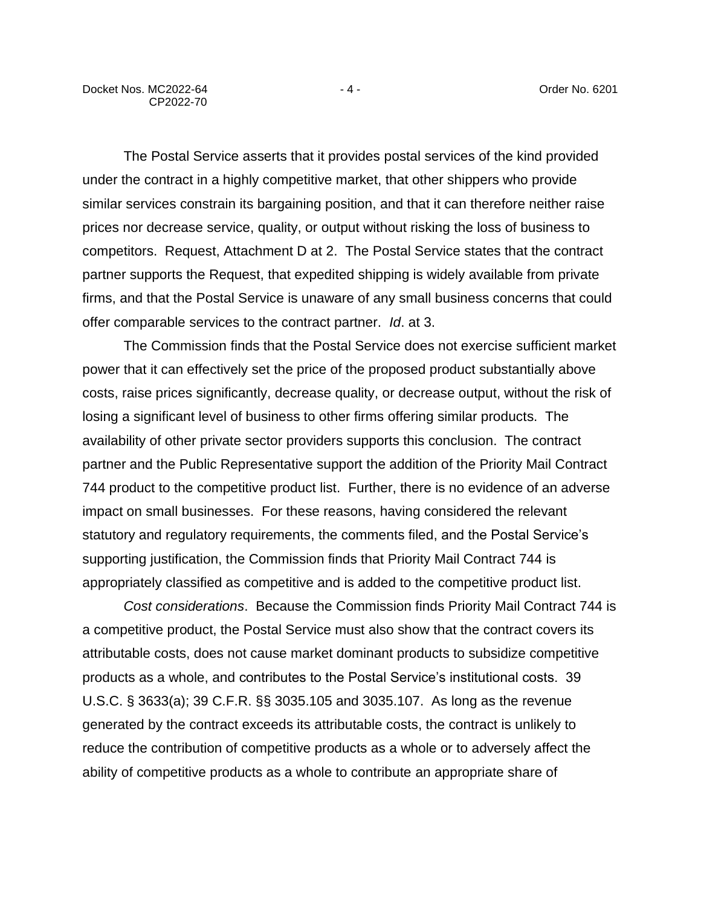The Postal Service asserts that it provides postal services of the kind provided under the contract in a highly competitive market, that other shippers who provide similar services constrain its bargaining position, and that it can therefore neither raise prices nor decrease service, quality, or output without risking the loss of business to competitors. Request, Attachment D at 2. The Postal Service states that the contract partner supports the Request, that expedited shipping is widely available from private firms, and that the Postal Service is unaware of any small business concerns that could offer comparable services to the contract partner. *Id*. at 3.

The Commission finds that the Postal Service does not exercise sufficient market power that it can effectively set the price of the proposed product substantially above costs, raise prices significantly, decrease quality, or decrease output, without the risk of losing a significant level of business to other firms offering similar products. The availability of other private sector providers supports this conclusion. The contract partner and the Public Representative support the addition of the Priority Mail Contract 744 product to the competitive product list. Further, there is no evidence of an adverse impact on small businesses. For these reasons, having considered the relevant statutory and regulatory requirements, the comments filed, and the Postal Service's supporting justification, the Commission finds that Priority Mail Contract 744 is appropriately classified as competitive and is added to the competitive product list.

*Cost considerations*. Because the Commission finds Priority Mail Contract 744 is a competitive product, the Postal Service must also show that the contract covers its attributable costs, does not cause market dominant products to subsidize competitive products as a whole, and contributes to the Postal Service's institutional costs. 39 U.S.C. § 3633(a); 39 C.F.R. §§ 3035.105 and 3035.107. As long as the revenue generated by the contract exceeds its attributable costs, the contract is unlikely to reduce the contribution of competitive products as a whole or to adversely affect the ability of competitive products as a whole to contribute an appropriate share of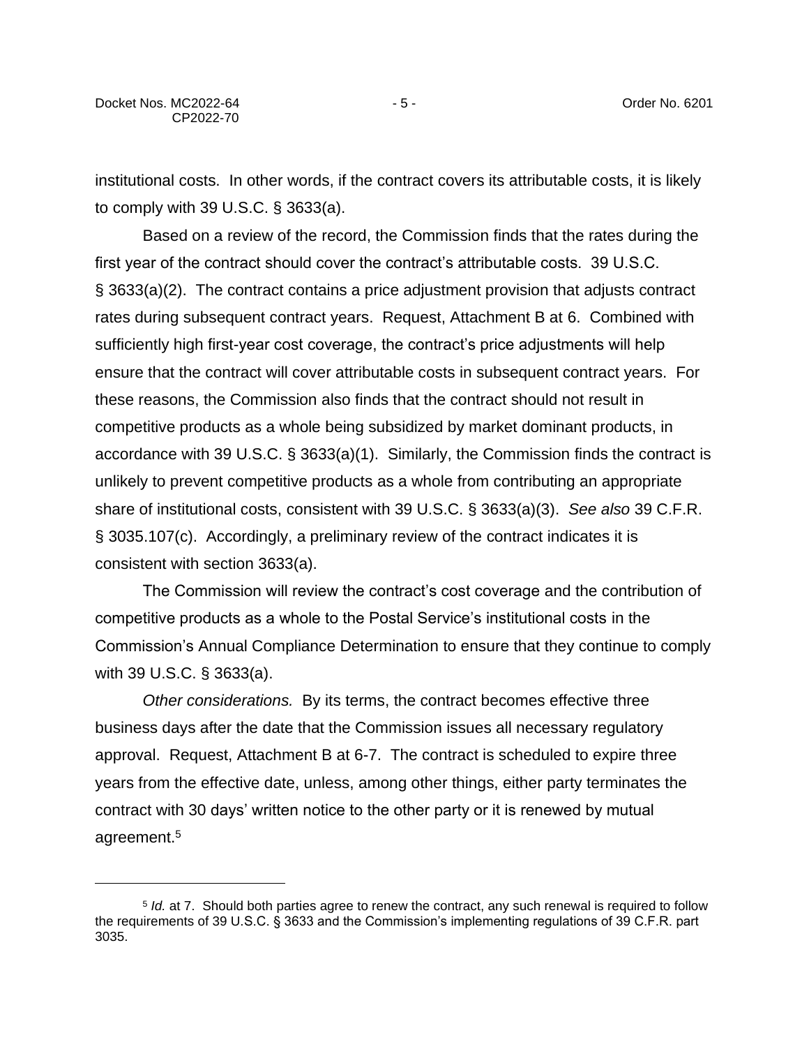institutional costs. In other words, if the contract covers its attributable costs, it is likely to comply with 39 U.S.C. § 3633(a).

Based on a review of the record, the Commission finds that the rates during the first year of the contract should cover the contract's attributable costs. 39 U.S.C. § 3633(a)(2). The contract contains a price adjustment provision that adjusts contract rates during subsequent contract years. Request, Attachment B at 6. Combined with sufficiently high first-year cost coverage, the contract's price adjustments will help ensure that the contract will cover attributable costs in subsequent contract years. For these reasons, the Commission also finds that the contract should not result in competitive products as a whole being subsidized by market dominant products, in accordance with 39 U.S.C. § 3633(a)(1). Similarly, the Commission finds the contract is unlikely to prevent competitive products as a whole from contributing an appropriate share of institutional costs, consistent with 39 U.S.C. § 3633(a)(3). *See also* 39 C.F.R. § 3035.107(c). Accordingly, a preliminary review of the contract indicates it is consistent with section 3633(a).

The Commission will review the contract's cost coverage and the contribution of competitive products as a whole to the Postal Service's institutional costs in the Commission's Annual Compliance Determination to ensure that they continue to comply with 39 U.S.C. § 3633(a).

*Other considerations.* By its terms, the contract becomes effective three business days after the date that the Commission issues all necessary regulatory approval. Request, Attachment B at 6-7. The contract is scheduled to expire three years from the effective date, unless, among other things, either party terminates the contract with 30 days' written notice to the other party or it is renewed by mutual agreement.[5]

---

[5] *Id.* at 7. Should both parties agree to renew the contract, any such renewal is required to follow the requirements of 39 U.S.C. § 3633 and the Commission's implementing regulations of 39 C.F.R. part 3035.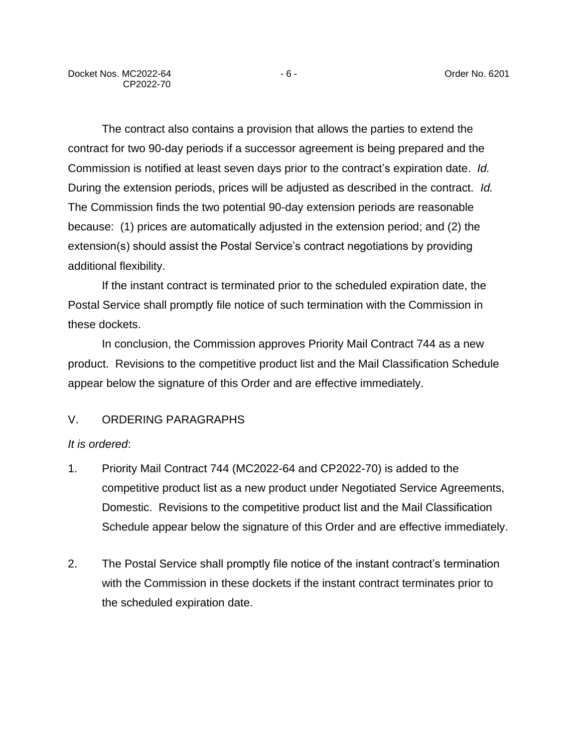The contract also contains a provision that allows the parties to extend the contract for two 90-day periods if a successor agreement is being prepared and the Commission is notified at least seven days prior to the contract's expiration date. *Id.* During the extension periods, prices will be adjusted as described in the contract. *Id.* The Commission finds the two potential 90-day extension periods are reasonable because: (1) prices are automatically adjusted in the extension period; and (2) the extension(s) should assist the Postal Service's contract negotiations by providing additional flexibility.

If the instant contract is terminated prior to the scheduled expiration date, the Postal Service shall promptly file notice of such termination with the Commission in these dockets.

In conclusion, the Commission approves Priority Mail Contract 744 as a new product. Revisions to the competitive product list and the Mail Classification Schedule appear below the signature of this Order and are effective immediately.

## V. ORDERING PARAGRAPHS

*It is ordered*:

1. Priority Mail Contract 744 (MC2022-64 and CP2022-70) is added to the competitive product list as a new product under Negotiated Service Agreements, Domestic. Revisions to the competitive product list and the Mail Classification Schedule appear below the signature of this Order and are effective immediately.

2. The Postal Service shall promptly file notice of the instant contract's termination with the Commission in these dockets if the instant contract terminates prior to the scheduled expiration date.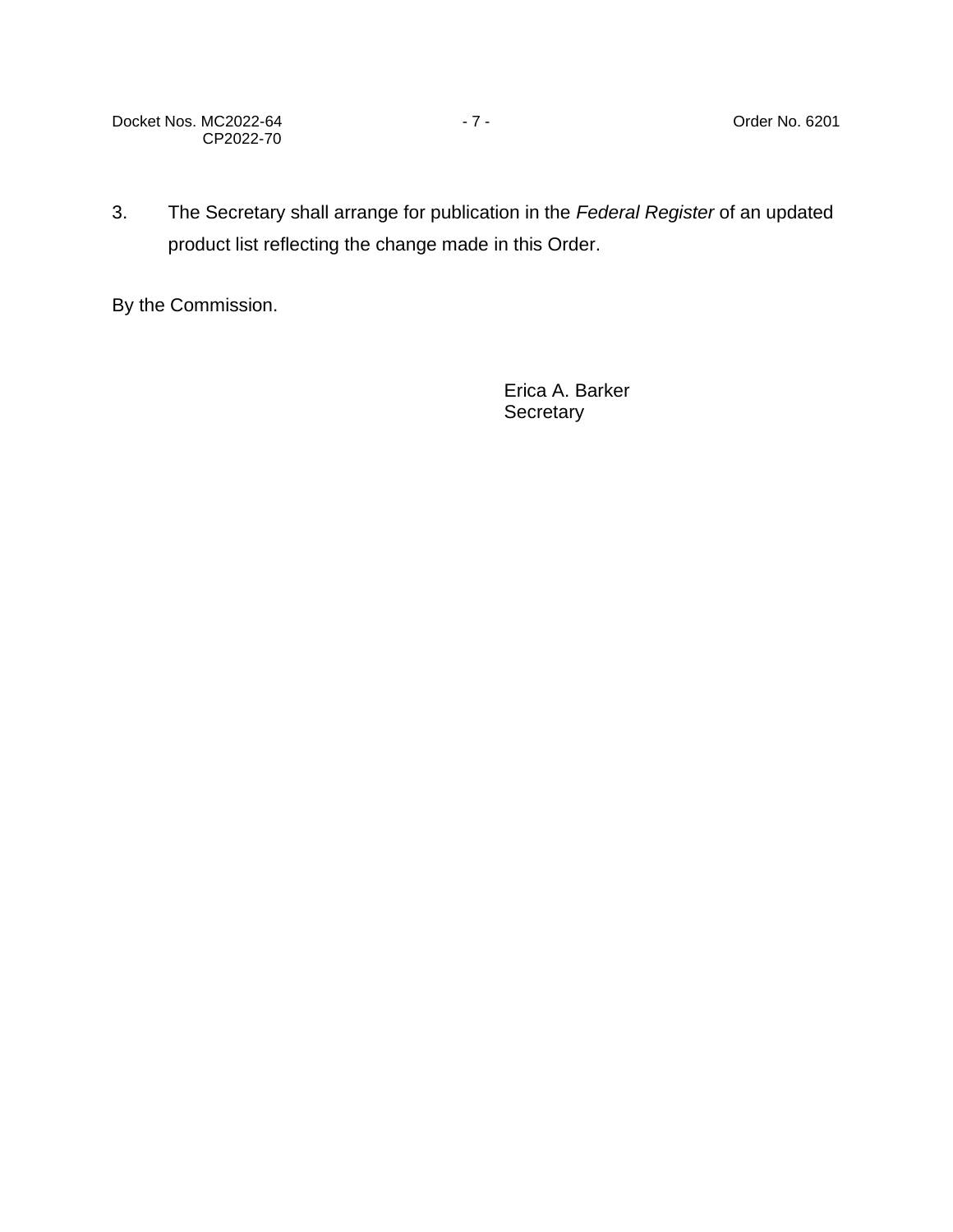3. The Secretary shall arrange for publication in the *Federal Register* of an updated product list reflecting the change made in this Order.

By the Commission.

Erica A. Barker
Secretary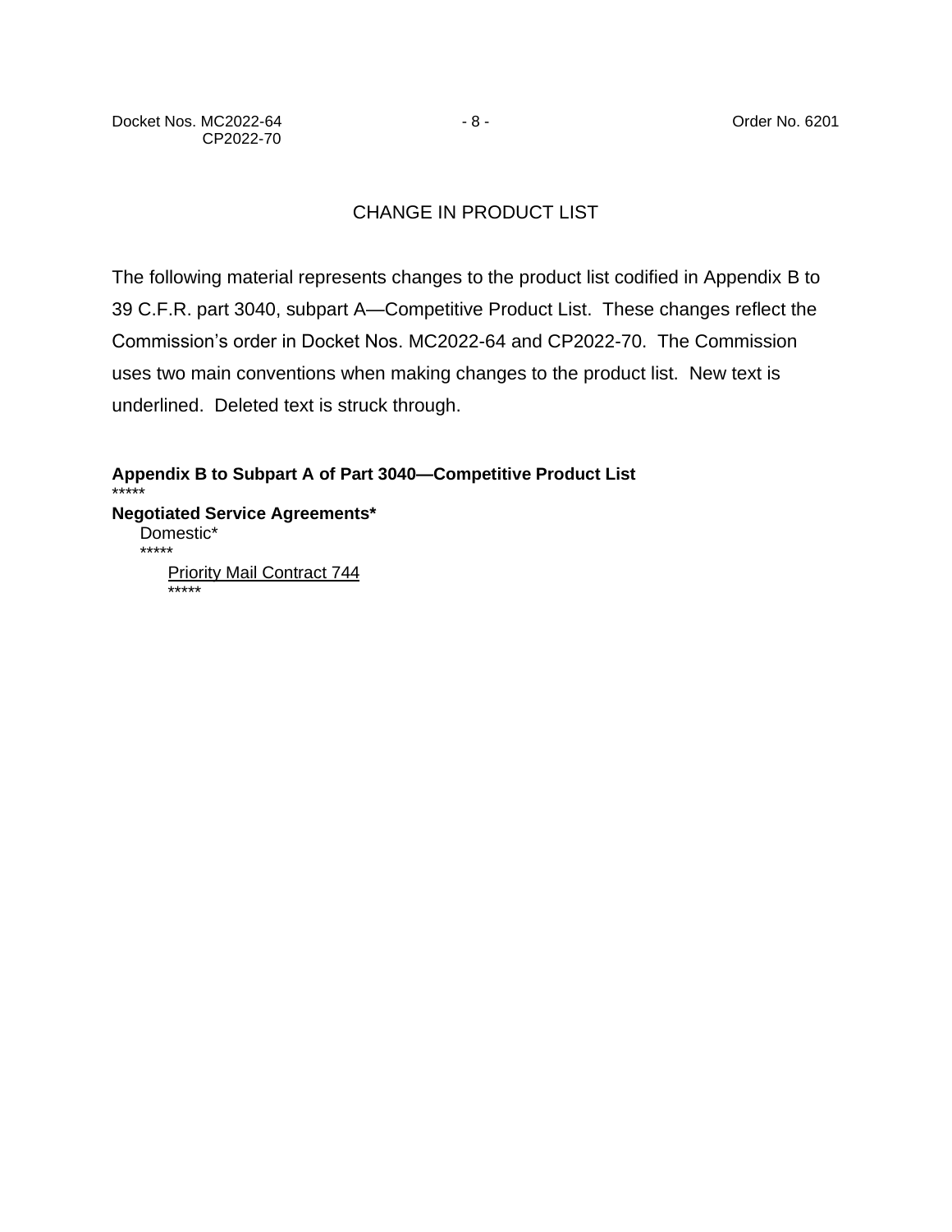## CHANGE IN PRODUCT LIST

The following material represents changes to the product list codified in Appendix B to 39 C.F.R. part 3040, subpart A—Competitive Product List. These changes reflect the Commission's order in Docket Nos. MC2022-64 and CP2022-70. The Commission uses two main conventions when making changes to the product list. New text is underlined. Deleted text is struck through.

**Appendix B to Subpart A of Part 3040—Competitive Product List**

*****

**Negotiated Service Agreements***

Domestic*

*****

<u>Priority Mail Contract 744</u>

*****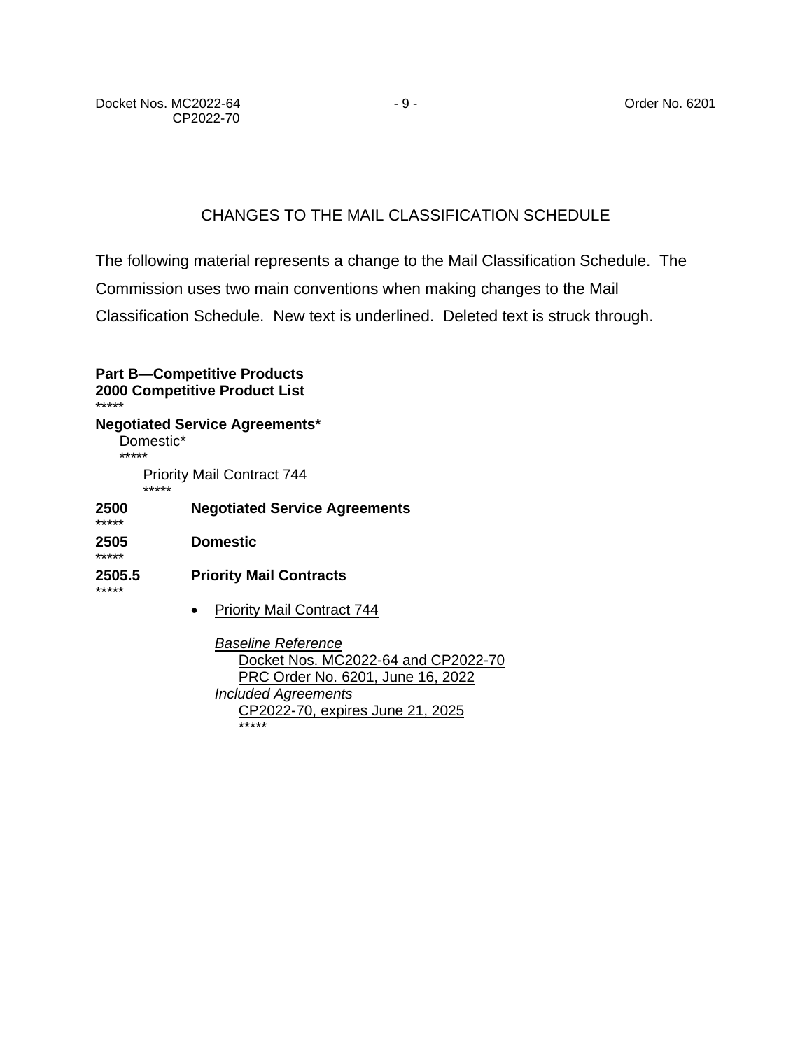## CHANGES TO THE MAIL CLASSIFICATION SCHEDULE

The following material represents a change to the Mail Classification Schedule. The Commission uses two main conventions when making changes to the Mail Classification Schedule. New text is underlined. Deleted text is struck through.

**Part B—Competitive Products**
**2000 Competitive Product List**
*****

**Negotiated Service Agreements***
Domestic*
*****
Priority Mail Contract 744
*****

**2500 Negotiated Service Agreements**
*****

**2505 Domestic**
*****

**2505.5 Priority Mail Contracts**
*****

- Priority Mail Contract 744

*Baseline Reference*
Docket Nos. MC2022-64 and CP2022-70
PRC Order No. 6201, June 16, 2022
*Included Agreements*
CP2022-70, expires June 21, 2025
*****